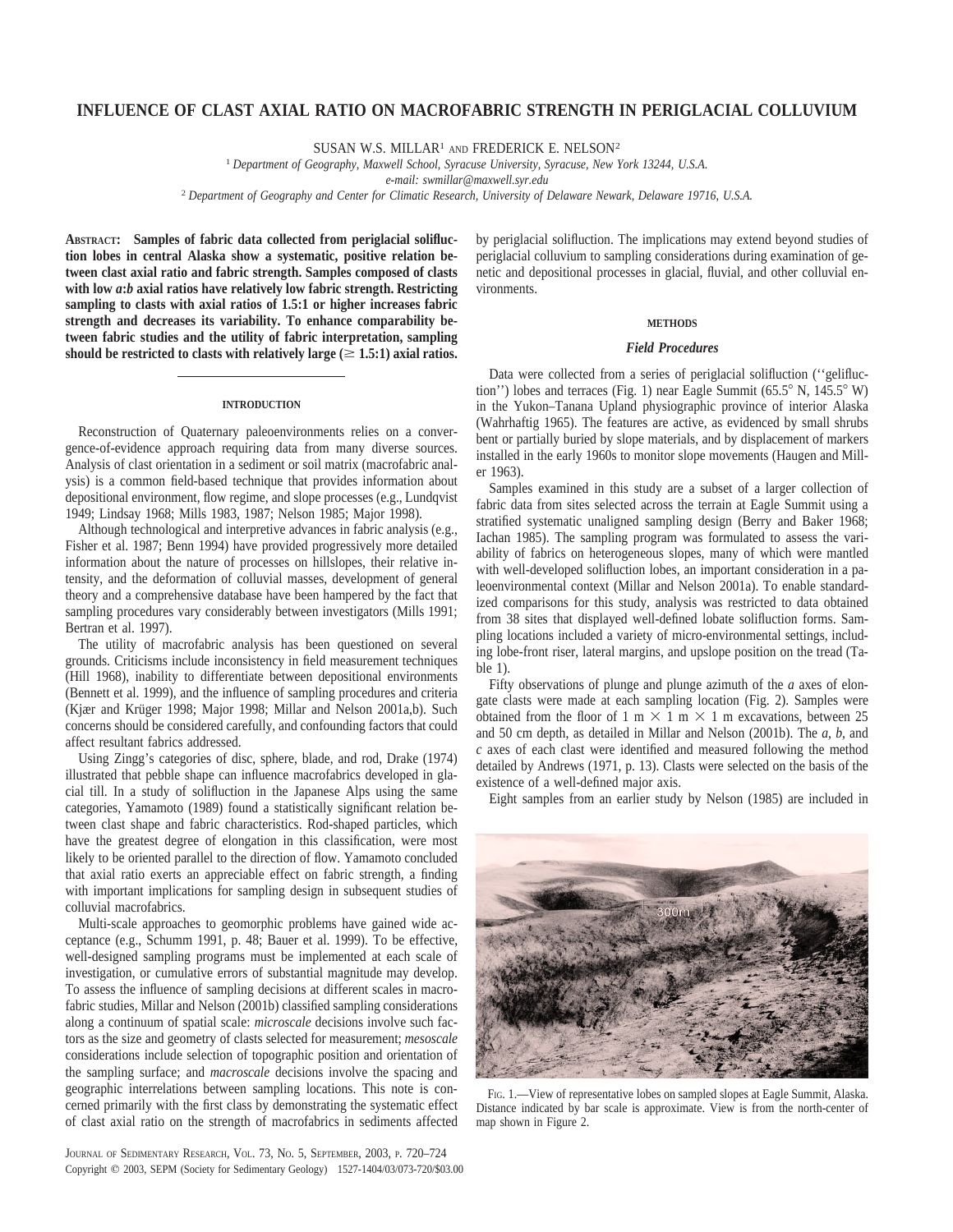# INFLUENCE OF CLAST AXIAL RATIO ON MACROFABRIC STRENGTH IN PERIGLACIAL COLLUVIUM

SUSAN W.S. MILLAR[1] AND FREDERICK E. NELSON[2]

[1] *Department of Geography, Maxwell School, Syracuse University, Syracuse, New York 13244, U.S.A.*
*e-mail: swmillar@maxwell.syr.edu*
[2] *Department of Geography and Center for Climatic Research, University of Delaware Newark, Delaware 19716, U.S.A.*

**ABSTRACT: Samples of fabric data collected from periglacial solifluction lobes in central Alaska show a systematic, positive relation between clast axial ratio and fabric strength. Samples composed of clasts with low *a:b* axial ratios have relatively low fabric strength. Restricting sampling to clasts with axial ratios of 1.5:1 or higher increases fabric strength and decreases its variability. To enhance comparability between fabric studies and the utility of fabric interpretation, sampling should be restricted to clasts with relatively large ($\geq$ 1.5:1) axial ratios.**

## INTRODUCTION

Reconstruction of Quaternary paleoenvironments relies on a convergence-of-evidence approach requiring data from many diverse sources. Analysis of clast orientation in a sediment or soil matrix (macrofabric analysis) is a common field-based technique that provides information about depositional environment, flow regime, and slope processes (e.g., Lundqvist 1949; Lindsay 1968; Mills 1983, 1987; Nelson 1985; Major 1998).

Although technological and interpretive advances in fabric analysis (e.g., Fisher et al. 1987; Benn 1994) have provided progressively more detailed information about the nature of processes on hillslopes, their relative intensity, and the deformation of colluvial masses, development of general theory and a comprehensive database have been hampered by the fact that sampling procedures vary considerably between investigators (Mills 1991; Bertran et al. 1997).

The utility of macrofabric analysis has been questioned on several grounds. Criticisms include inconsistency in field measurement techniques (Hill 1968), inability to differentiate between depositional environments (Bennett et al. 1999), and the influence of sampling procedures and criteria (Kjær and Krüger 1998; Major 1998; Millar and Nelson 2001a,b). Such concerns should be considered carefully, and confounding factors that could affect resultant fabrics addressed.

Using Zingg's categories of disc, sphere, blade, and rod, Drake (1974) illustrated that pebble shape can influence macrofabrics developed in glacial till. In a study of solifluction in the Japanese Alps using the same categories, Yamamoto (1989) found a statistically significant relation between clast shape and fabric characteristics. Rod-shaped particles, which have the greatest degree of elongation in this classification, were most likely to be oriented parallel to the direction of flow. Yamamoto concluded that axial ratio exerts an appreciable effect on fabric strength, a finding with important implications for sampling design in subsequent studies of colluvial macrofabrics.

Multi-scale approaches to geomorphic problems have gained wide acceptance (e.g., Schumm 1991, p. 48; Bauer et al. 1999). To be effective, well-designed sampling programs must be implemented at each scale of investigation, or cumulative errors of substantial magnitude may develop. To assess the influence of sampling decisions at different scales in macrofabric studies, Millar and Nelson (2001b) classified sampling considerations along a continuum of spatial scale: *microscale* decisions involve such factors as the size and geometry of clasts selected for measurement; *mesoscale* considerations include selection of topographic position and orientation of the sampling surface; and *macroscale* decisions involve the spacing and geographic interrelations between sampling locations. This note is concerned primarily with the first class by demonstrating the systematic effect of clast axial ratio on the strength of macrofabrics in sediments affected by periglacial solifluction. The implications may extend beyond studies of periglacial colluvium to sampling considerations during examination of genetic and depositional processes in glacial, fluvial, and other colluvial environments.

## METHODS

### *Field Procedures*

Data were collected from a series of periglacial solifluction (''gelifluction'') lobes and terraces (Fig. 1) near Eagle Summit (65.5° N, 145.5° W) in the Yukon–Tanana Upland physiographic province of interior Alaska (Wahrhaftig 1965). The features are active, as evidenced by small shrubs bent or partially buried by slope materials, and by displacement of markers installed in the early 1960s to monitor slope movements (Haugen and Miller 1963).

Samples examined in this study are a subset of a larger collection of fabric data from sites selected across the terrain at Eagle Summit using a stratified systematic unaligned sampling design (Berry and Baker 1968; Iachan 1985). The sampling program was formulated to assess the variability of fabrics on heterogeneous slopes, many of which were mantled with well-developed solifluction lobes, an important consideration in a paleoenvironmental context (Millar and Nelson 2001a). To enable standardized comparisons for this study, analysis was restricted to data obtained from 38 sites that displayed well-defined lobate solifluction forms. Sampling locations included a variety of micro-environmental settings, including lobe-front riser, lateral margins, and upslope position on the tread (Table 1).

Fifty observations of plunge and plunge azimuth of the *a* axes of elongate clasts were made at each sampling location (Fig. 2). Samples were obtained from the floor of 1 m × 1 m × 1 m excavations, between 25 and 50 cm depth, as detailed in Millar and Nelson (2001b). The *a*, *b*, and *c* axes of each clast were identified and measured following the method detailed by Andrews (1971, p. 13). Clasts were selected on the basis of the existence of a well-defined major axis.

Eight samples from an earlier study by Nelson (1985) are included in

FIG. 1.—View of representative lobes on sampled slopes at Eagle Summit, Alaska. Distance indicated by bar scale is approximate. View is from the north-center of map shown in Figure 2.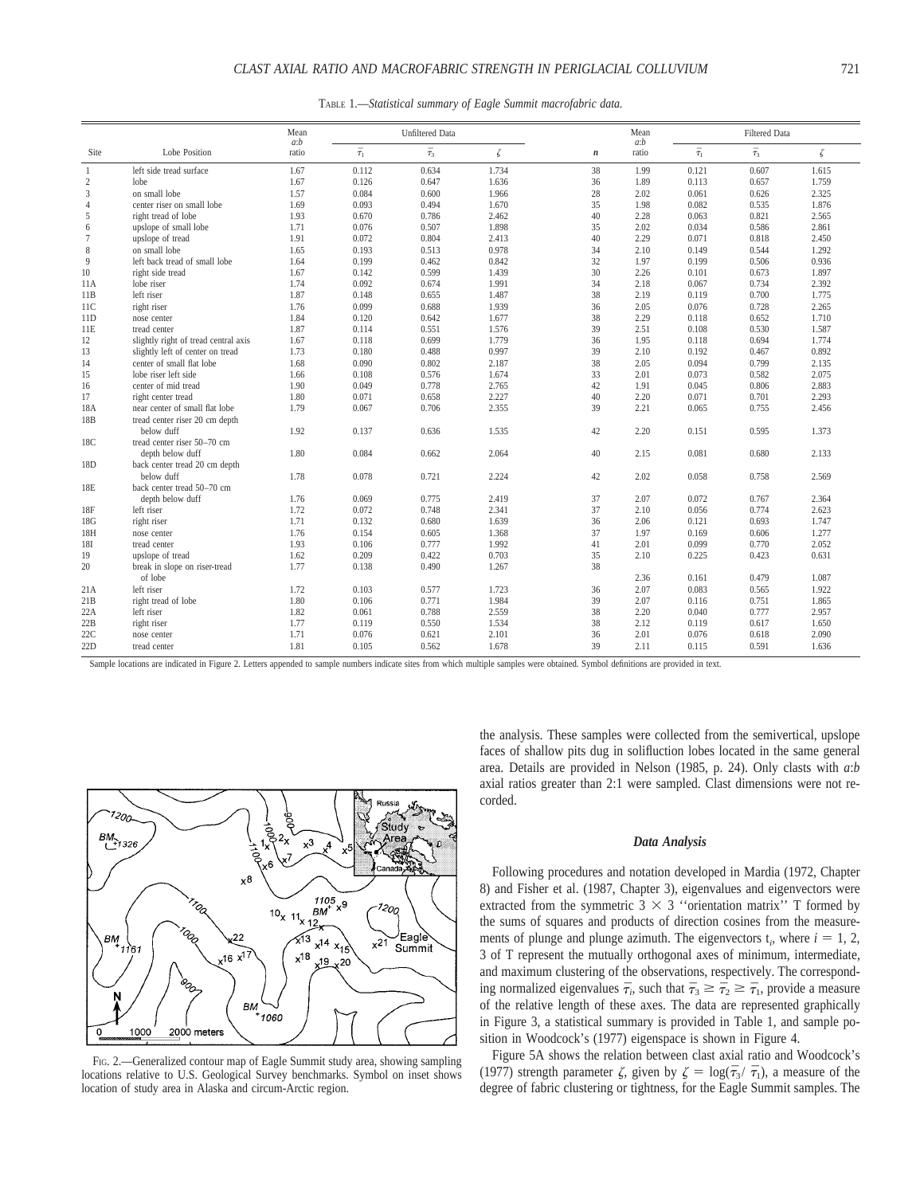Table 1.—*Statistical summary of Eagle Summit macrofabric data.*

| Site | Lobe Position | Mean a:b ratio | Unfiltered Data | | | n | Mean a:b ratio | Filtered Data | | |
|---|---|---|---|---|---|---|---|---|---|---|
| | | | $\bar{\tau}_1$ | $\bar{\tau}_3$ | $\zeta$ | | | $\bar{\tau}_1$ | $\bar{\tau}_3$ | $\zeta$ |
| 1 | left side tread surface | 1.67 | 0.112 | 0.634 | 1.734 | 38 | 1.99 | 0.121 | 0.607 | 1.615 |
| 2 | lobe | 1.67 | 0.126 | 0.647 | 1.636 | 36 | 1.89 | 0.113 | 0.657 | 1.759 |
| 3 | on small lobe | 1.57 | 0.084 | 0.600 | 1.966 | 28 | 2.02 | 0.061 | 0.626 | 2.325 |
| 4 | center riser on small lobe | 1.69 | 0.093 | 0.494 | 1.670 | 35 | 1.98 | 0.082 | 0.535 | 1.876 |
| 5 | right tread of lobe | 1.93 | 0.670 | 0.786 | 2.462 | 40 | 2.28 | 0.063 | 0.821 | 2.565 |
| 6 | upslope of small lobe | 1.71 | 0.076 | 0.507 | 1.898 | 35 | 2.02 | 0.034 | 0.586 | 2.861 |
| 7 | upslope of tread | 1.91 | 0.072 | 0.804 | 2.413 | 40 | 2.29 | 0.071 | 0.818 | 2.450 |
| 8 | on small lobe | 1.65 | 0.193 | 0.513 | 0.978 | 34 | 2.10 | 0.149 | 0.544 | 1.292 |
| 9 | left back tread of small lobe | 1.64 | 0.199 | 0.462 | 0.842 | 32 | 1.97 | 0.199 | 0.506 | 0.936 |
| 10 | right side tread | 1.67 | 0.142 | 0.599 | 1.439 | 30 | 2.26 | 0.101 | 0.673 | 1.897 |
| 11A | lobe riser | 1.74 | 0.092 | 0.674 | 1.991 | 34 | 2.18 | 0.067 | 0.734 | 2.392 |
| 11B | left riser | 1.87 | 0.148 | 0.655 | 1.487 | 38 | 2.19 | 0.119 | 0.700 | 1.775 |
| 11C | right riser | 1.76 | 0.099 | 0.688 | 1.939 | 36 | 2.05 | 0.076 | 0.728 | 2.265 |
| 11D | nose center | 1.84 | 0.120 | 0.642 | 1.677 | 38 | 2.29 | 0.118 | 0.652 | 1.710 |
| 11E | tread center | 1.87 | 0.114 | 0.551 | 1.576 | 39 | 2.51 | 0.108 | 0.530 | 1.587 |
| 12 | slightly right of tread central axis | 1.67 | 0.118 | 0.699 | 1.779 | 36 | 1.95 | 0.118 | 0.694 | 1.774 |
| 13 | slightly left of center on tread | 1.73 | 0.180 | 0.488 | 0.997 | 39 | 2.10 | 0.192 | 0.467 | 0.892 |
| 14 | center of small flat lobe | 1.68 | 0.090 | 0.802 | 2.187 | 38 | 2.05 | 0.094 | 0.799 | 2.135 |
| 15 | lobe riser left side | 1.66 | 0.108 | 0.576 | 1.674 | 33 | 2.01 | 0.073 | 0.582 | 2.075 |
| 16 | center of mid tread | 1.90 | 0.049 | 0.778 | 2.765 | 42 | 1.91 | 0.045 | 0.806 | 2.883 |
| 17 | right center tread | 1.80 | 0.071 | 0.658 | 2.227 | 40 | 2.20 | 0.071 | 0.701 | 2.293 |
| 18A | near center of small flat lobe | 1.79 | 0.067 | 0.706 | 2.355 | 39 | 2.21 | 0.065 | 0.755 | 2.456 |
| 18B | tread center riser 20 cm depth below duff | 1.92 | 0.137 | 0.636 | 1.535 | 42 | 2.20 | 0.151 | 0.595 | 1.373 |
| 18C | tread center riser 50–70 cm depth below duff | 1.80 | 0.084 | 0.662 | 2.064 | 40 | 2.15 | 0.081 | 0.680 | 2.133 |
| 18D | back center tread 20 cm depth below duff | 1.78 | 0.078 | 0.721 | 2.224 | 42 | 2.02 | 0.058 | 0.758 | 2.569 |
| 18E | back center tread 50–70 cm depth below duff | 1.76 | 0.069 | 0.775 | 2.419 | 37 | 2.07 | 0.072 | 0.767 | 2.364 |
| 18F | left riser | 1.72 | 0.072 | 0.748 | 2.341 | 37 | 2.10 | 0.056 | 0.774 | 2.623 |
| 18G | right riser | 1.71 | 0.132 | 0.680 | 1.639 | 36 | 2.06 | 0.121 | 0.693 | 1.747 |
| 18H | nose center | 1.76 | 0.154 | 0.605 | 1.368 | 37 | 1.97 | 0.169 | 0.606 | 1.277 |
| 18I | tread center | 1.93 | 0.106 | 0.777 | 1.992 | 41 | 2.01 | 0.099 | 0.770 | 2.052 |
| 19 | upslope of tread | 1.62 | 0.209 | 0.422 | 0.703 | 35 | 2.10 | 0.225 | 0.423 | 0.631 |
| 20 | break in slope on riser-tread of lobe | 1.77 | 0.138 | 0.490 | 1.267 | 38 | 2.36 | 0.161 | 0.479 | 1.087 |
| 21A | left riser | 1.72 | 0.103 | 0.577 | 1.723 | 36 | 2.07 | 0.083 | 0.565 | 1.922 |
| 21B | right tread of lobe | 1.80 | 0.106 | 0.771 | 1.984 | 39 | 2.07 | 0.116 | 0.751 | 1.865 |
| 22A | left riser | 1.82 | 0.061 | 0.788 | 2.559 | 38 | 2.20 | 0.040 | 0.777 | 2.957 |
| 22B | right riser | 1.77 | 0.119 | 0.550 | 1.534 | 38 | 2.12 | 0.119 | 0.617 | 1.650 |
| 22C | nose center | 1.71 | 0.076 | 0.621 | 2.101 | 36 | 2.01 | 0.076 | 0.618 | 2.090 |
| 22D | tread center | 1.81 | 0.105 | 0.562 | 1.678 | 39 | 2.11 | 0.115 | 0.591 | 1.636 |

Sample locations are indicated in Figure 2. Letters appended to sample numbers indicate sites from which multiple samples were obtained. Symbol definitions are provided in text.

Fig. 2.—Generalized contour map of Eagle Summit study area, showing sampling locations relative to U.S. Geological Survey benchmarks. Symbol on inset shows location of study area in Alaska and circum-Arctic region.

the analysis. These samples were collected from the semivertical, upslope faces of shallow pits dug in solifluction lobes located in the same general area. Details are provided in Nelson (1985, p. 24). Only clasts with *a*:*b* axial ratios greater than 2:1 were sampled. Clast dimensions were not recorded.

### *Data Analysis*

Following procedures and notation developed in Mardia (1972, Chapter 8) and Fisher et al. (1987, Chapter 3), eigenvalues and eigenvectors were extracted from the symmetric $3 \times 3$ "orientation matrix" T formed by the sums of squares and products of direction cosines from the measurements of plunge and plunge azimuth. The eigenvectors $t_i$, where $i = 1, 2, 3$ of T represent the mutually orthogonal axes of minimum, intermediate, and maximum clustering of the observations, respectively. The corresponding normalized eigenvalues $\bar{\tau}_i$, such that $\bar{\tau}_3 \geq \bar{\tau}_2 \geq \bar{\tau}_1$, provide a measure of the relative length of these axes. The data are represented graphically in Figure 3, a statistical summary is provided in Table 1, and sample position in Woodcock's (1977) eigenspace is shown in Figure 4.

Figure 5A shows the relation between clast axial ratio and Woodcock's (1977) strength parameter $\zeta$, given by $\zeta = \log(\bar{\tau}_3/\bar{\tau}_1)$, a measure of the degree of fabric clustering or tightness, for the Eagle Summit samples. The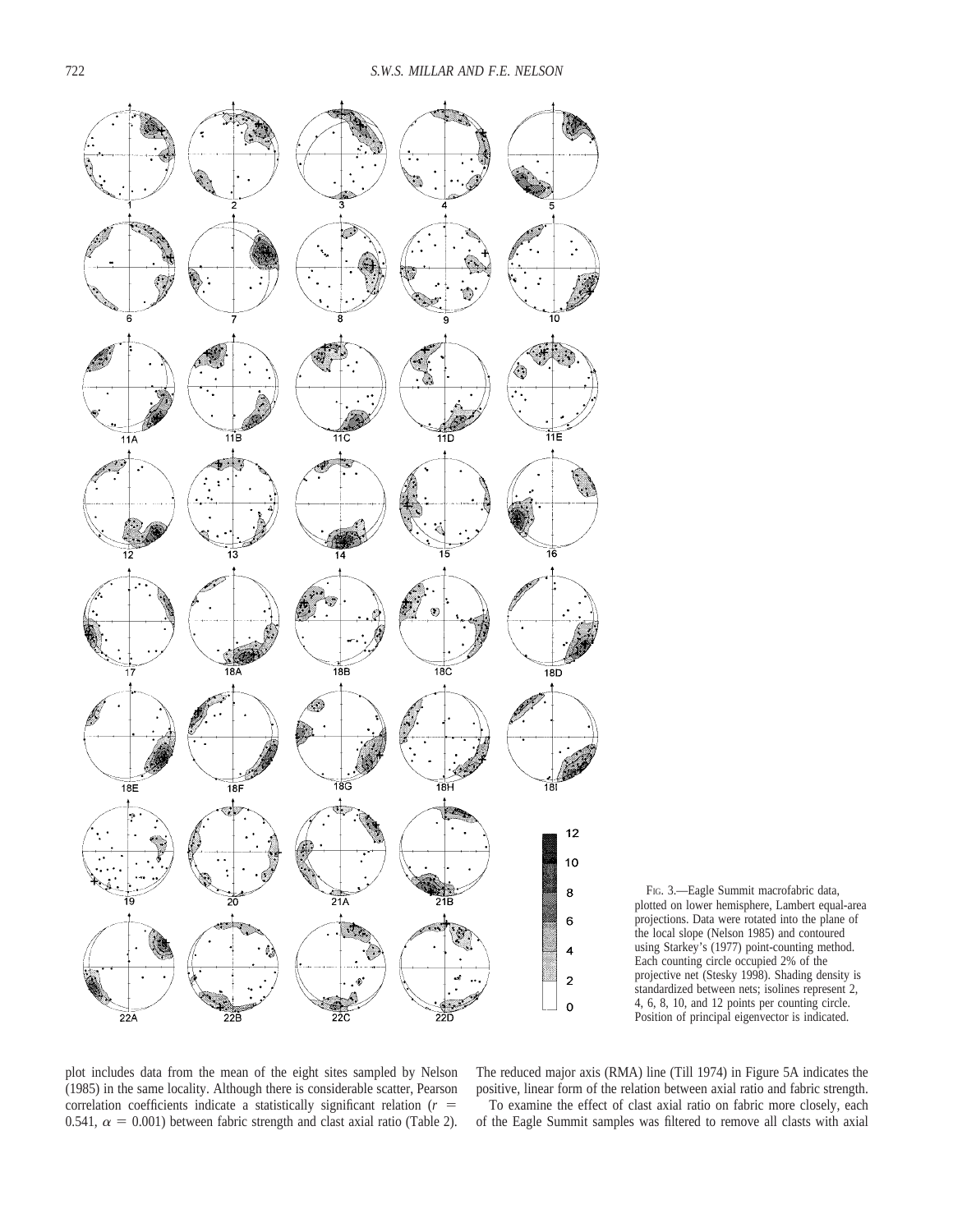FIG. 3.—Eagle Summit macrofabric data, plotted on lower hemisphere, Lambert equal-area projections. Data were rotated into the plane of the local slope (Nelson 1985) and contoured using Starkey's (1977) point-counting method. Each counting circle occupied 2% of the projective net (Stesky 1998). Shading density is standardized between nets; isolines represent 2, 4, 6, 8, 10, and 12 points per counting circle. Position of principal eigenvector is indicated.

plot includes data from the mean of the eight sites sampled by Nelson (1985) in the same locality. Although there is considerable scatter, Pearson correlation coefficients indicate a statistically significant relation ($r$ = 0.541, $\alpha$ = 0.001) between fabric strength and clast axial ratio (Table 2). The reduced major axis (RMA) line (Till 1974) in Figure 5A indicates the positive, linear form of the relation between axial ratio and fabric strength.

To examine the effect of clast axial ratio on fabric more closely, each of the Eagle Summit samples was filtered to remove all clasts with axial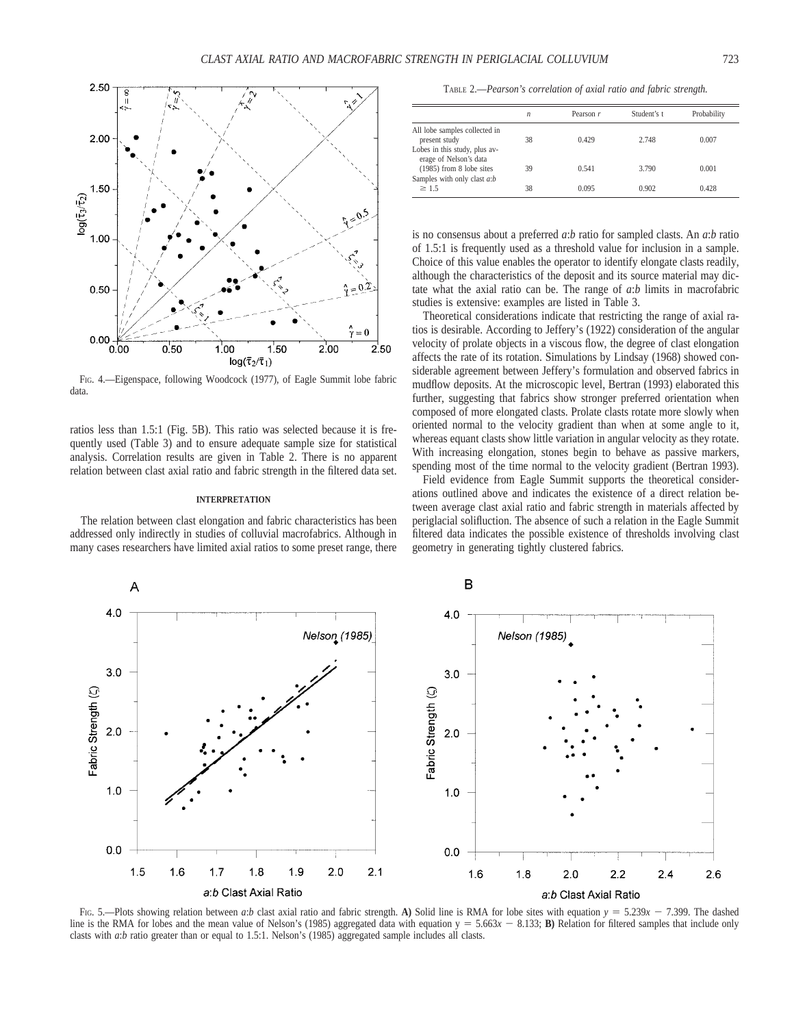FIG. 4.—Eigenspace, following Woodcock (1977), of Eagle Summit lobe fabric data.

ratios less than 1.5:1 (Fig. 5B). This ratio was selected because it is frequently used (Table 3) and to ensure adequate sample size for statistical analysis. Correlation results are given in Table 2. There is no apparent relation between clast axial ratio and fabric strength in the filtered data set.

#### INTERPRETATION

The relation between clast elongation and fabric characteristics has been addressed only indirectly in studies of colluvial macrofabrics. Although in many cases researchers have limited axial ratios to some preset range, there is no consensus about a preferred *a*:*b* ratio for sampled clasts. An *a*:*b* ratio of 1.5:1 is frequently used as a threshold value for inclusion in a sample. Choice of this value enables the operator to identify elongate clasts readily, although the characteristics of the deposit and its source material may dictate what the axial ratio can be. The range of *a*:*b* limits in macrofabric studies is extensive: examples are listed in Table 3.

Theoretical considerations indicate that restricting the range of axial ratios is desirable. According to Jeffery's (1922) consideration of the angular velocity of prolate objects in a viscous flow, the degree of clast elongation affects the rate of its rotation. Simulations by Lindsay (1968) showed considerable agreement between Jeffery's formulation and observed fabrics in mudflow deposits. At the microscopic level, Bertran (1993) elaborated this further, suggesting that fabrics show stronger preferred orientation when composed of more elongated clasts. Prolate clasts rotate more slowly when oriented normal to the velocity gradient than when at some angle to it, whereas equant clasts show little variation in angular velocity as they rotate. With increasing elongation, stones begin to behave as passive markers, spending most of the time normal to the velocity gradient (Bertran 1993).

Field evidence from Eagle Summit supports the theoretical considerations outlined above and indicates the existence of a direct relation between average clast axial ratio and fabric strength in materials affected by periglacial solifluction. The absence of such a relation in the Eagle Summit filtered data indicates the possible existence of thresholds involving clast geometry in generating tightly clustered fabrics.

TABLE 2.—*Pearson's correlation of axial ratio and fabric strength.*

| | *n* | Pearson *r* | Student's t | Probability |
|---|---|---|---|---|
| All lobe samples collected in present study | 38 | 0.429 | 2.748 | 0.007 |
| Lobes in this study, plus average of Nelson's data (1985) from 8 lobe sites | 39 | 0.541 | 3.790 | 0.001 |
| Samples with only clast *a*:*b* $\geq$ 1.5 | 38 | 0.095 | 0.902 | 0.428 |

FIG. 5.—Plots showing relation between *a*:*b* clast axial ratio and fabric strength. **A)** Solid line is RMA for lobe sites with equation $y = 5.239x - 7.399$. The dashed line is the RMA for lobes and the mean value of Nelson's (1985) aggregated data with equation $y = 5.663x - 8.133$; **B)** Relation for filtered samples that include only clasts with *a*:*b* ratio greater than or equal to 1.5:1. Nelson's (1985) aggregated sample includes all clasts.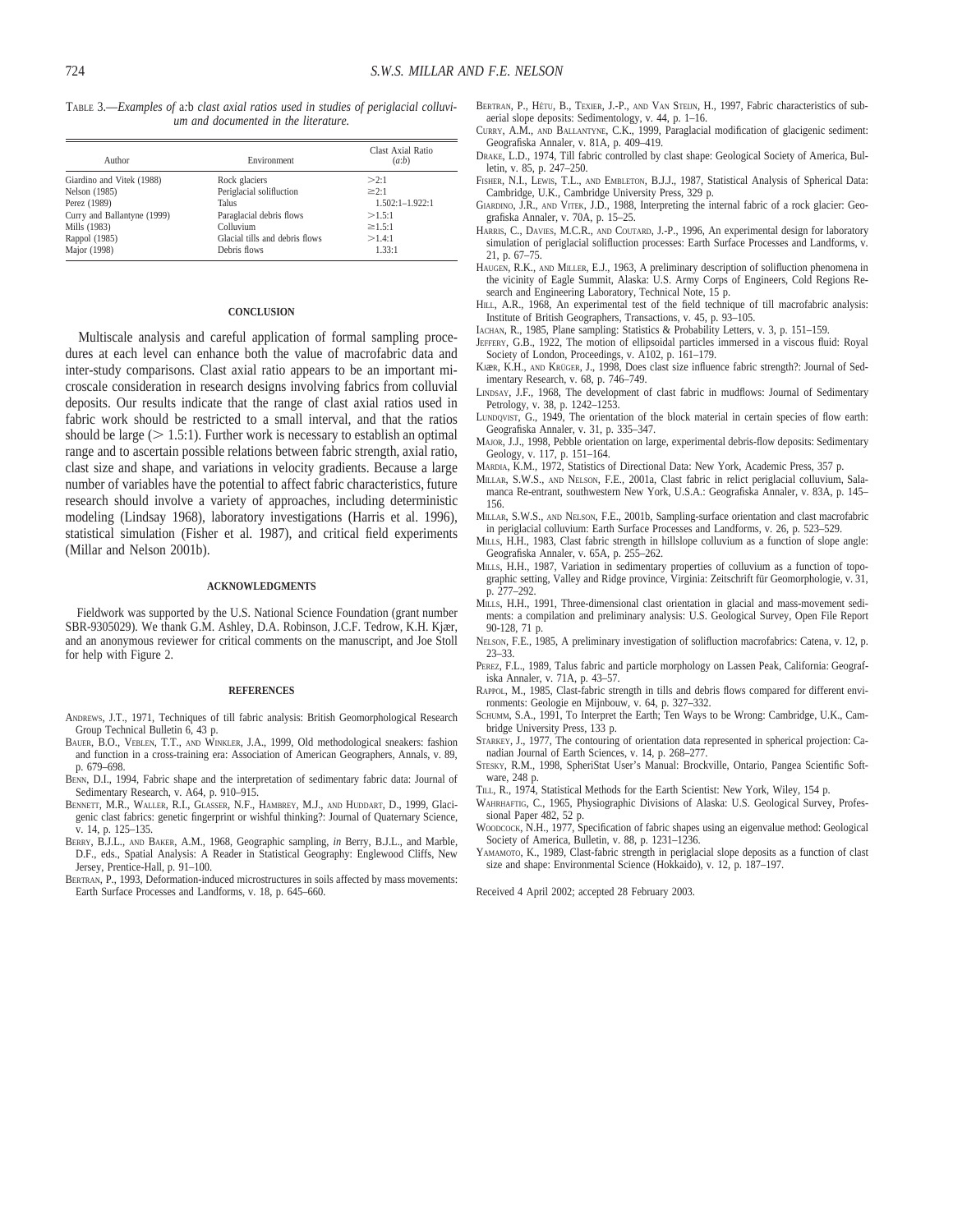TABLE 3.—*Examples of* a:b *clast axial ratios used in studies of periglacial colluvium and documented in the literature.*

| Author | Environment | Clast Axial Ratio (*a*:*b*) |
|---|---|---|
| Giardino and Vitek (1988) | Rock glaciers | >2:1 |
| Nelson (1985) | Periglacial solifluction | ≥2:1 |
| Perez (1989) | Talus | 1.502:1–1.922:1 |
| Curry and Ballantyne (1999) | Paraglacial debris flows | >1.5:1 |
| Mills (1983) | Colluvium | ≥1.5:1 |
| Rappol (1985) | Glacial tills and debris flows | >1.4:1 |
| Major (1998) | Debris flows | 1.33:1 |

## CONCLUSION

Multiscale analysis and careful application of formal sampling procedures at each level can enhance both the value of macrofabric data and inter-study comparisons. Clast axial ratio appears to be an important microscale consideration in research designs involving fabrics from colluvial deposits. Our results indicate that the range of clast axial ratios used in fabric work should be restricted to a small interval, and that the ratios should be large (> 1.5:1). Further work is necessary to establish an optimal range and to ascertain possible relations between fabric strength, axial ratio, clast size and shape, and variations in velocity gradients. Because a large number of variables have the potential to affect fabric characteristics, future research should involve a variety of approaches, including deterministic modeling (Lindsay 1968), laboratory investigations (Harris et al. 1996), statistical simulation (Fisher et al. 1987), and critical field experiments (Millar and Nelson 2001b).

## ACKNOWLEDGMENTS

Fieldwork was supported by the U.S. National Science Foundation (grant number SBR-9305029). We thank G.M. Ashley, D.A. Robinson, J.C.F. Tedrow, K.H. Kjær, and an anonymous reviewer for critical comments on the manuscript, and Joe Stoll for help with Figure 2.

## REFERENCES

ANDREWS, J.T., 1971, Techniques of till fabric analysis: British Geomorphological Research Group Technical Bulletin 6, 43 p.

BAUER, B.O., VEBLEN, T.T., AND WINKLER, J.A., 1999, Old methodological sneakers: fashion and function in a cross-training era: Association of American Geographers, Annals, v. 89, p. 679–698.

BENN, D.I., 1994, Fabric shape and the interpretation of sedimentary fabric data: Journal of Sedimentary Research, v. A64, p. 910–915.

BENNETT, M.R., WALLER, R.I., GLASSER, N.F., HAMBREY, M.J., AND HUDDART, D., 1999, Glacigenic clast fabrics: genetic fingerprint or wishful thinking?: Journal of Quaternary Science, v. 14, p. 125–135.

BERRY, B.J.L., AND BAKER, A.M., 1968, Geographic sampling, *in* Berry, B.J.L., and Marble, D.F., eds., Spatial Analysis: A Reader in Statistical Geography: Englewood Cliffs, New Jersey, Prentice-Hall, p. 91–100.

BERTRAN, P., 1993, Deformation-induced microstructures in soils affected by mass movements: Earth Surface Processes and Landforms, v. 18, p. 645–660.

BERTRAN, P., HÉTU, B., TEXIER, J.-P., AND VAN STEIJN, H., 1997, Fabric characteristics of subaerial slope deposits: Sedimentology, v. 44, p. 1–16.

CURRY, A.M., AND BALLANTYNE, C.K., 1999, Paraglacial modification of glacigenic sediment: Geografiska Annaler, v. 81A, p. 409–419.

DRAKE, L.D., 1974, Till fabric controlled by clast shape: Geological Society of America, Bulletin, v. 85, p. 247–250.

FISHER, N.I., LEWIS, T.L., AND EMBLETON, B.J.J., 1987, Statistical Analysis of Spherical Data: Cambridge, U.K., Cambridge University Press, 329 p.

GIARDINO, J.R., AND VITEK, J.D., 1988, Interpreting the internal fabric of a rock glacier: Geografiska Annaler, v. 70A, p. 15–25.

HARRIS, C., DAVIES, M.C.R., AND COUTARD, J.-P., 1996, An experimental design for laboratory simulation of periglacial solifluction processes: Earth Surface Processes and Landforms, v. 21, p. 67–75.

HAUGEN, R.K., AND MILLER, E.J., 1963, A preliminary description of solifluction phenomena in the vicinity of Eagle Summit, Alaska: U.S. Army Corps of Engineers, Cold Regions Research and Engineering Laboratory, Technical Note, 15 p.

HILL, A.R., 1968, An experimental test of the field technique of till macrofabric analysis: Institute of British Geographers, Transactions, v. 45, p. 93–105.

IACHAN, R., 1985, Plane sampling: Statistics & Probability Letters, v. 3, p. 151–159.

JEFFERY, G.B., 1922, The motion of ellipsoidal particles immersed in a viscous fluid: Royal Society of London, Proceedings, v. A102, p. 161–179.

KJÆR, K.H., AND KRÜGER, J., 1998, Does clast size influence fabric strength?: Journal of Sedimentary Research, v. 68, p. 746–749.

LINDSAY, J.F., 1968, The development of clast fabric in mudflows: Journal of Sedimentary Petrology, v. 38, p. 1242–1253.

LUNDQVIST, G., 1949, The orientation of the block material in certain species of flow earth: Geografiska Annaler, v. 31, p. 335–347.

MAJOR, J.J., 1998, Pebble orientation on large, experimental debris-flow deposits: Sedimentary Geology, v. 117, p. 151–164.

MARDIA, K.M., 1972, Statistics of Directional Data: New York, Academic Press, 357 p.

MILLAR, S.W.S., AND NELSON, F.E., 2001a, Clast fabric in relict periglacial colluvium, Salamanca Re-entrant, southwestern New York, U.S.A.: Geografiska Annaler, v. 83A, p. 145–156.

MILLAR, S.W.S., AND NELSON, F.E., 2001b, Sampling-surface orientation and clast macrofabric in periglacial colluvium: Earth Surface Processes and Landforms, v. 26, p. 523–529.

MILLS, H.H., 1983, Clast fabric strength in hillslope colluvium as a function of slope angle: Geografiska Annaler, v. 65A, p. 255–262.

MILLS, H.H., 1987, Variation in sedimentary properties of colluvium as a function of topographic setting, Valley and Ridge province, Virginia: Zeitschrift für Geomorphologie, v. 31, p. 277–292.

MILLS, H.H., 1991, Three-dimensional clast orientation in glacial and mass-movement sediments: a compilation and preliminary analysis: U.S. Geological Survey, Open File Report 90-128, 71 p.

NELSON, F.E., 1985, A preliminary investigation of solifluction macrofabrics: Catena, v. 12, p. 23–33.

PEREZ, F.L., 1989, Talus fabric and particle morphology on Lassen Peak, California: Geografiska Annaler, v. 71A, p. 43–57.

RAPPOL, M., 1985, Clast-fabric strength in tills and debris flows compared for different environments: Geologie en Mijnbouw, v. 64, p. 327–332.

SCHUMM, S.A., 1991, To Interpret the Earth; Ten Ways to be Wrong: Cambridge, U.K., Cambridge University Press, 133 p.

STARKEY, J., 1977, The contouring of orientation data represented in spherical projection: Canadian Journal of Earth Sciences, v. 14, p. 268–277.

STESKY, R.M., 1998, SpheriStat User's Manual: Brockville, Ontario, Pangea Scientific Software, 248 p.

TILL, R., 1974, Statistical Methods for the Earth Scientist: New York, Wiley, 154 p.

WAHRHAFTIG, C., 1965, Physiographic Divisions of Alaska: U.S. Geological Survey, Professional Paper 482, 52 p.

WOODCOCK, N.H., 1977, Specification of fabric shapes using an eigenvalue method: Geological Society of America, Bulletin, v. 88, p. 1231–1236.

YAMAMOTO, K., 1989, Clast-fabric strength in periglacial slope deposits as a function of clast size and shape: Environmental Science (Hokkaido), v. 12, p. 187–197.

Received 4 April 2002; accepted 28 February 2003.